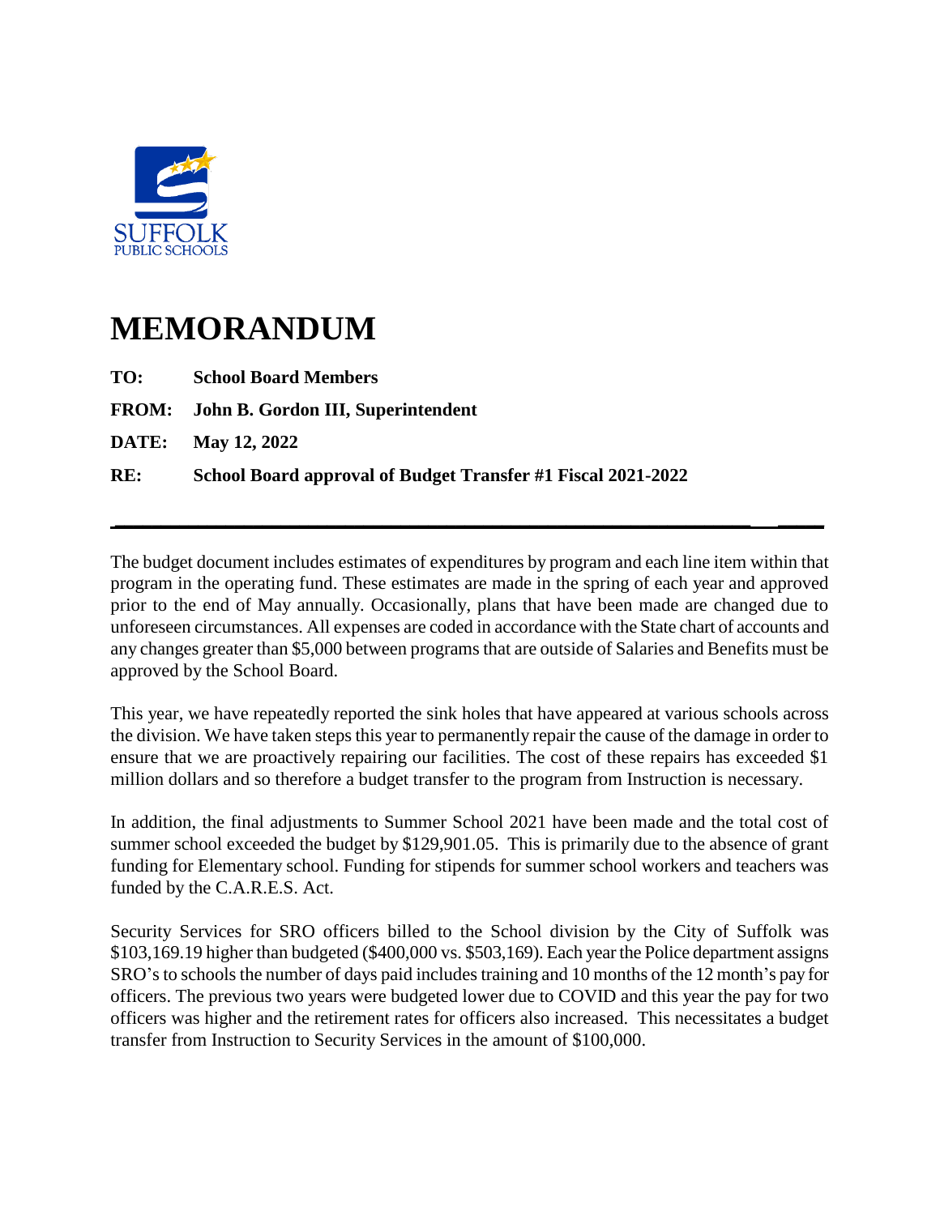SUFFOLK
PUBLIC SCHOOLS

# MEMORANDUM

**TO:** **School Board Members**

**FROM:** **John B. Gordon III, Superintendent**

**DATE:** **May 12, 2022**

**RE:** **School Board approval of Budget Transfer #1 Fiscal 2021-2022**

---

The budget document includes estimates of expenditures by program and each line item within that program in the operating fund. These estimates are made in the spring of each year and approved prior to the end of May annually. Occasionally, plans that have been made are changed due to unforeseen circumstances. All expenses are coded in accordance with the State chart of accounts and any changes greater than $5,000 between programs that are outside of Salaries and Benefits must be approved by the School Board.

This year, we have repeatedly reported the sink holes that have appeared at various schools across the division. We have taken steps this year to permanently repair the cause of the damage in order to ensure that we are proactively repairing our facilities. The cost of these repairs has exceeded $1 million dollars and so therefore a budget transfer to the program from Instruction is necessary.

In addition, the final adjustments to Summer School 2021 have been made and the total cost of summer school exceeded the budget by $129,901.05. This is primarily due to the absence of grant funding for Elementary school. Funding for stipends for summer school workers and teachers was funded by the C.A.R.E.S. Act.

Security Services for SRO officers billed to the School division by the City of Suffolk was $103,169.19 higher than budgeted ($400,000 vs. $503,169). Each year the Police department assigns SRO's to schools the number of days paid includes training and 10 months of the 12 month's pay for officers. The previous two years were budgeted lower due to COVID and this year the pay for two officers was higher and the retirement rates for officers also increased. This necessitates a budget transfer from Instruction to Security Services in the amount of $100,000.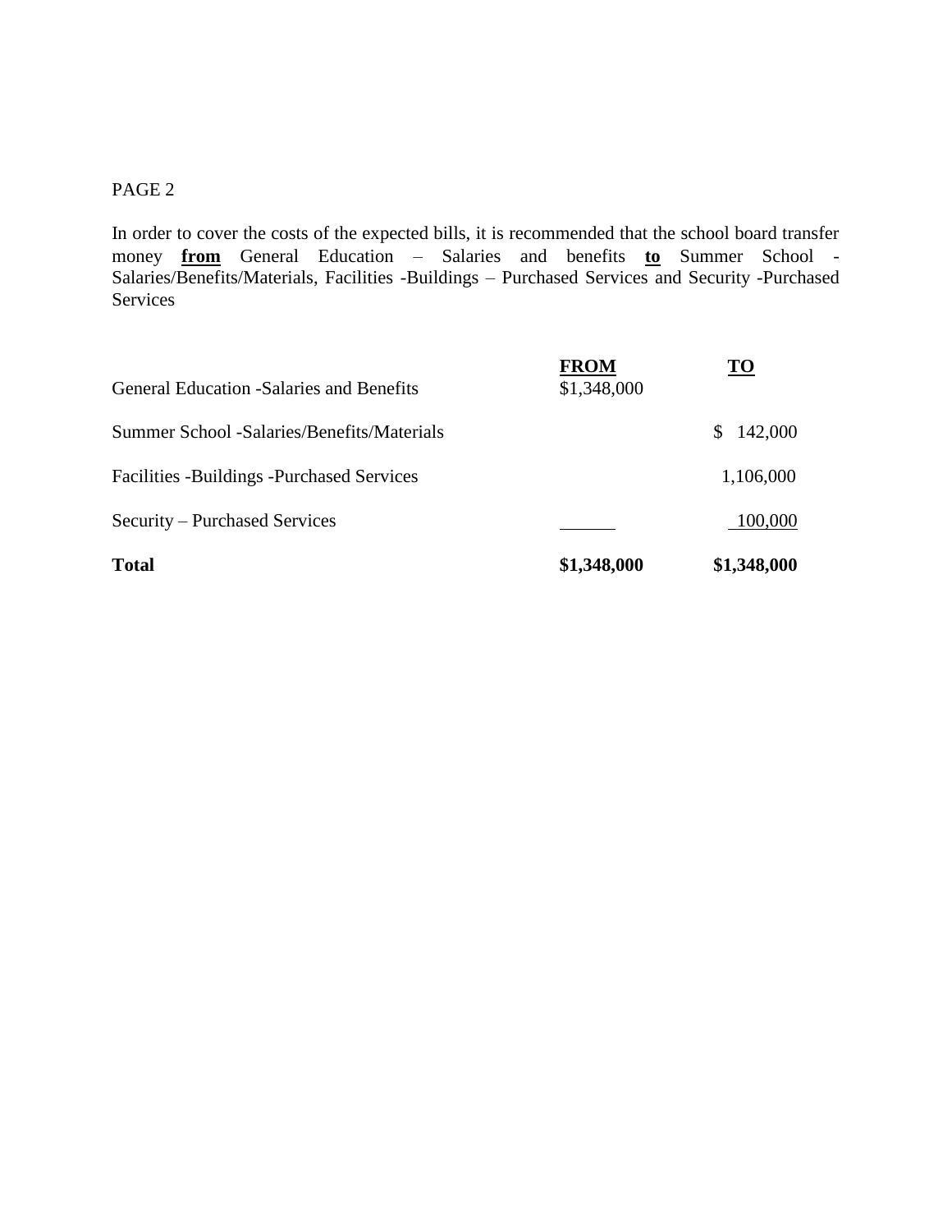In order to cover the costs of the expected bills, it is recommended that the school board transfer money **from** General Education – Salaries and benefits **to** Summer School - Salaries/Benefits/Materials, Facilities -Buildings – Purchased Services and Security -Purchased Services

| | **FROM** | **TO** |
|---|---|---|
| General Education -Salaries and Benefits | $1,348,000 | |
| Summer School -Salaries/Benefits/Materials | | $ 142,000 |
| Facilities -Buildings -Purchased Services | | 1,106,000 |
| Security – Purchased Services | | 100,000 |
| **Total** | **$1,348,000** | **$1,348,000** |